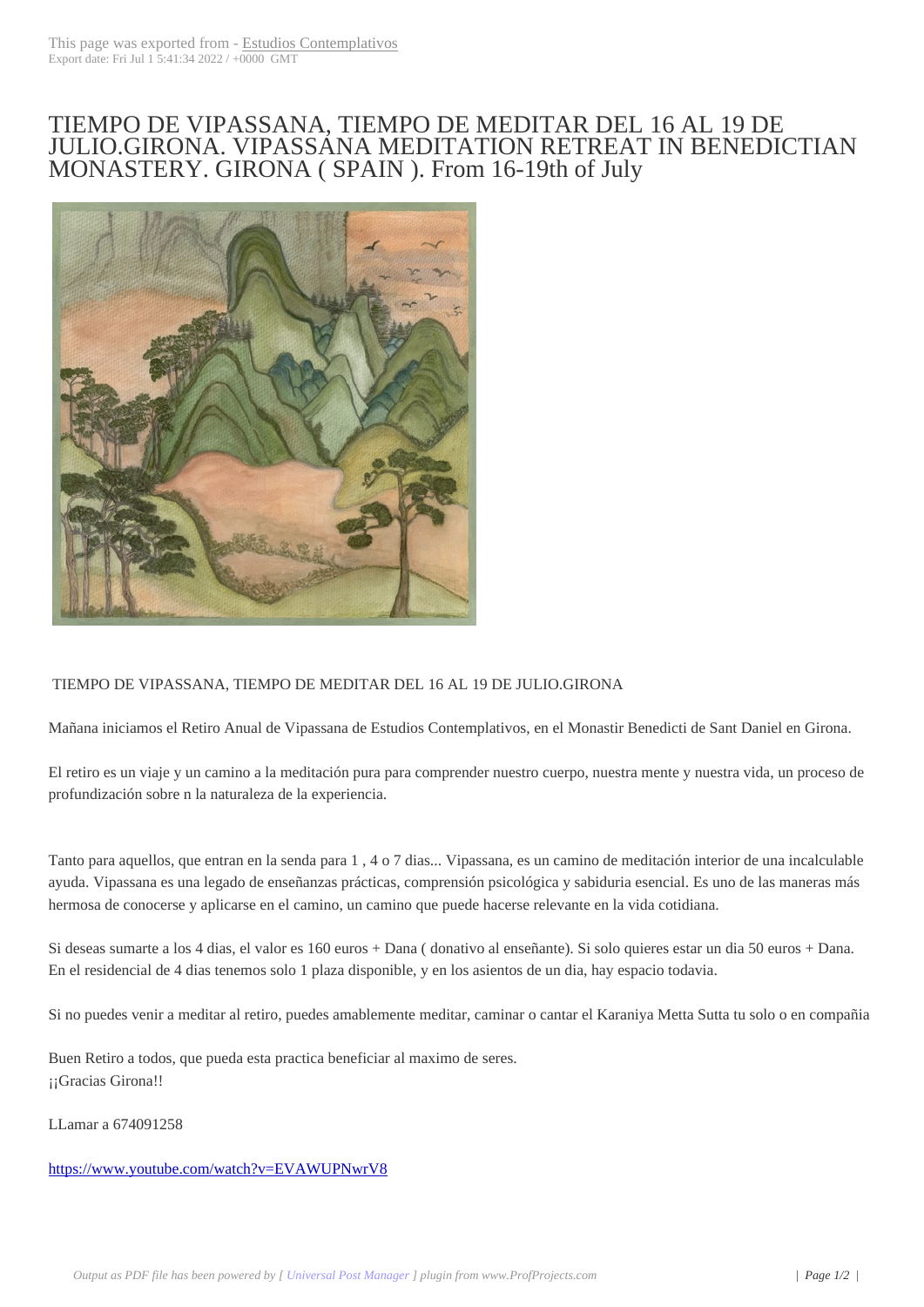# TIEMPO DE VIPASSANA, TIEMPO DE MEDITAR DEL 16 AL 19 DE JULIO.GIRONA. VIPASSANA MEDITATION RETREAT IN BENEDICTIAN MONASTERY. GIRONA ( SPAIN ). From 16-19th of July

TIEMPO DE VIPASSANA, TIEMPO DE MEDITAR DEL 16 AL 19 DE JULIO.GIRONA

Mañana iniciamos el Retiro Anual de Vipassana de Estudios Contemplativos, en el Monastir Benedicti de Sant Daniel en Girona.

El retiro es un viaje y un camino a la meditación pura para comprender nuestro cuerpo, nuestra mente y nuestra vida, un proceso de profundización sobre n la naturaleza de la experiencia.

Tanto para aquellos, que entran en la senda para 1 , 4 o 7 dias... Vipassana, es un camino de meditación interior de una incalculable ayuda. Vipassana es una legado de enseñanzas prácticas, comprensión psicológica y sabiduria esencial. Es uno de las maneras más hermosa de conocerse y aplicarse en el camino, un camino que puede hacerse relevante en la vida cotidiana.

Si deseas sumarte a los 4 dias, el valor es 160 euros + Dana ( donativo al enseñante). Si solo quieres estar un dia 50 euros + Dana. En el residencial de 4 dias tenemos solo 1 plaza disponible, y en los asientos de un dia, hay espacio todavia.

Si no puedes venir a meditar al retiro, puedes amablemente meditar, caminar o cantar el Karaniya Metta Sutta tu solo o en compañia

Buen Retiro a todos, que pueda esta practica beneficiar al maximo de seres.
¡¡Gracias Girona!!

LLamar a 674091258

https://www.youtube.com/watch?v=EVAWUPNwrV8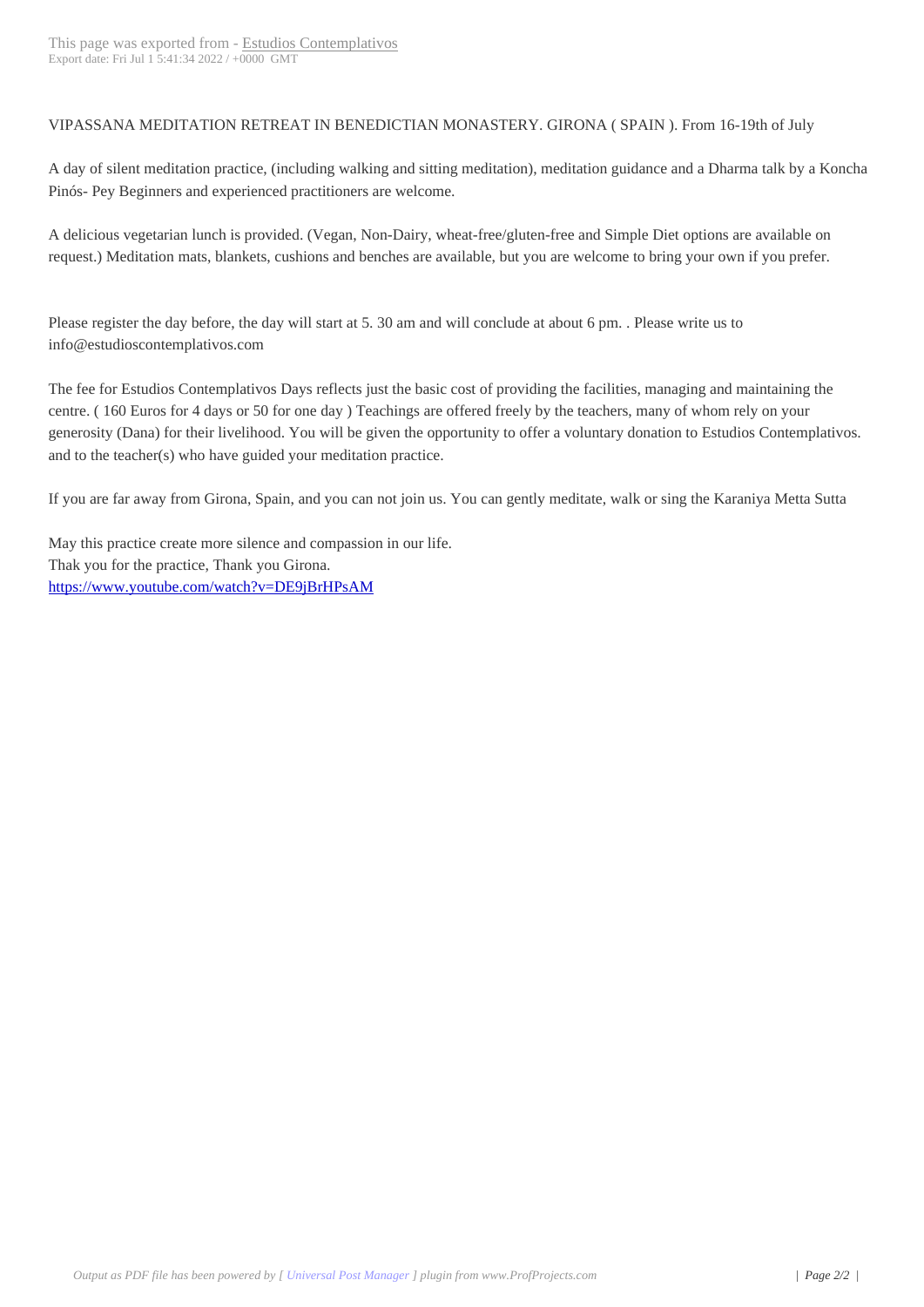VIPASSANA MEDITATION RETREAT IN BENEDICTIAN MONASTERY. GIRONA ( SPAIN ). From 16-19th of July

A day of silent meditation practice, (including walking and sitting meditation), meditation guidance and a Dharma talk by a Koncha Pinós- Pey Beginners and experienced practitioners are welcome.

A delicious vegetarian lunch is provided. (Vegan, Non-Dairy, wheat-free/gluten-free and Simple Diet options are available on request.) Meditation mats, blankets, cushions and benches are available, but you are welcome to bring your own if you prefer.

Please register the day before, the day will start at 5. 30 am and will conclude at about 6 pm. . Please write us to info@estudioscontemplativos.com

The fee for Estudios Contemplativos Days reflects just the basic cost of providing the facilities, managing and maintaining the centre. ( 160 Euros for 4 days or 50 for one day ) Teachings are offered freely by the teachers, many of whom rely on your generosity (Dana) for their livelihood. You will be given the opportunity to offer a voluntary donation to Estudios Contemplativos. and to the teacher(s) who have guided your meditation practice.

If you are far away from Girona, Spain, and you can not join us. You can gently meditate, walk or sing the Karaniya Metta Sutta

May this practice create more silence and compassion in our life.
Thak you for the practice, Thank you Girona.
https://www.youtube.com/watch?v=DE9jBrHPsAM